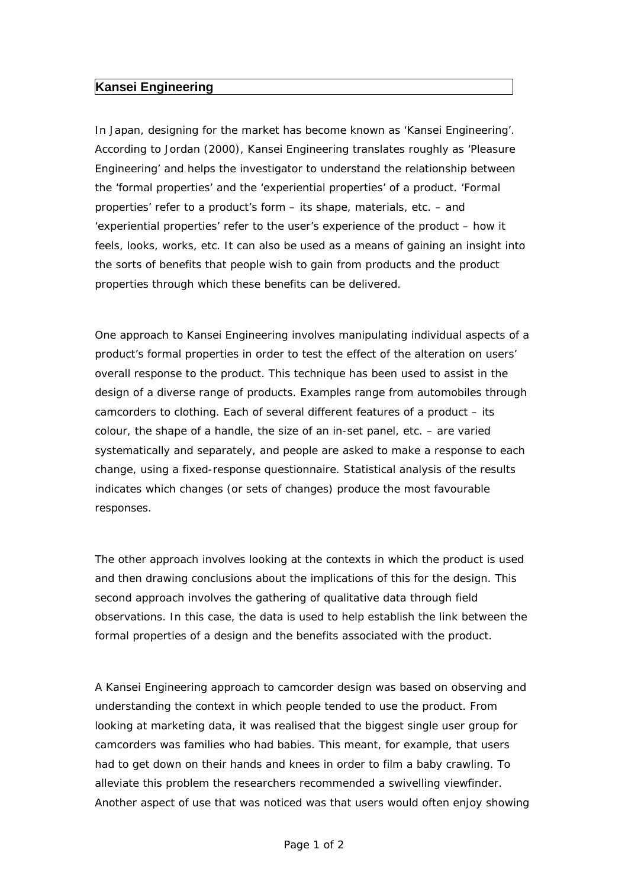# Kansei Engineering

In Japan, designing for the market has become known as 'Kansei Engineering'. According to Jordan (2000), Kansei Engineering translates roughly as 'Pleasure Engineering' and helps the investigator to understand the relationship between the 'formal properties' and the 'experiential properties' of a product. 'Formal properties' refer to a product's form – its shape, materials, etc. – and 'experiential properties' refer to the user's experience of the product – how it feels, looks, works, etc. It can also be used as a means of gaining an insight into the sorts of benefits that people wish to gain from products and the product properties through which these benefits can be delivered.

One approach to Kansei Engineering involves manipulating individual aspects of a product's formal properties in order to test the effect of the alteration on users' overall response to the product. This technique has been used to assist in the design of a diverse range of products. Examples range from automobiles through camcorders to clothing. Each of several different features of a product – its colour, the shape of a handle, the size of an in-set panel, etc. – are varied systematically and separately, and people are asked to make a response to each change, using a fixed-response questionnaire. Statistical analysis of the results indicates which changes (or sets of changes) produce the most favourable responses.

The other approach involves looking at the contexts in which the product is used and then drawing conclusions about the implications of this for the design. This second approach involves the gathering of qualitative data through field observations. In this case, the data is used to help establish the link between the formal properties of a design and the benefits associated with the product.

A Kansei Engineering approach to camcorder design was based on observing and understanding the context in which people tended to use the product. From looking at marketing data, it was realised that the biggest single user group for camcorders was families who had babies. This meant, for example, that users had to get down on their hands and knees in order to film a baby crawling. To alleviate this problem the researchers recommended a swivelling viewfinder. Another aspect of use that was noticed was that users would often enjoy showing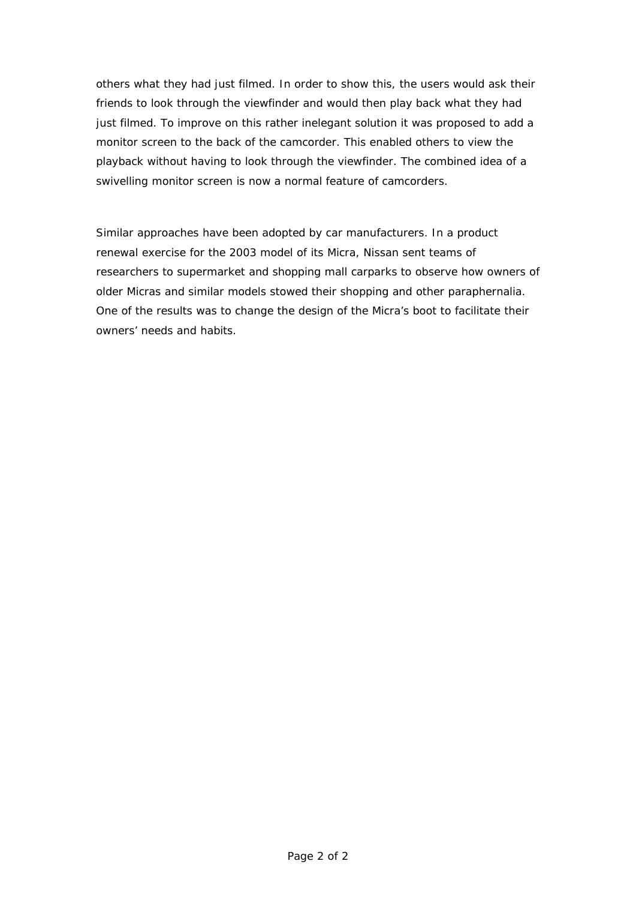others what they had just filmed. In order to show this, the users would ask their friends to look through the viewfinder and would then play back what they had just filmed. To improve on this rather inelegant solution it was proposed to add a monitor screen to the back of the camcorder. This enabled others to view the playback without having to look through the viewfinder. The combined idea of a swivelling monitor screen is now a normal feature of camcorders.

Similar approaches have been adopted by car manufacturers. In a product renewal exercise for the 2003 model of its Micra, Nissan sent teams of researchers to supermarket and shopping mall carparks to observe how owners of older Micras and similar models stowed their shopping and other paraphernalia. One of the results was to change the design of the Micra's boot to facilitate their owners' needs and habits.